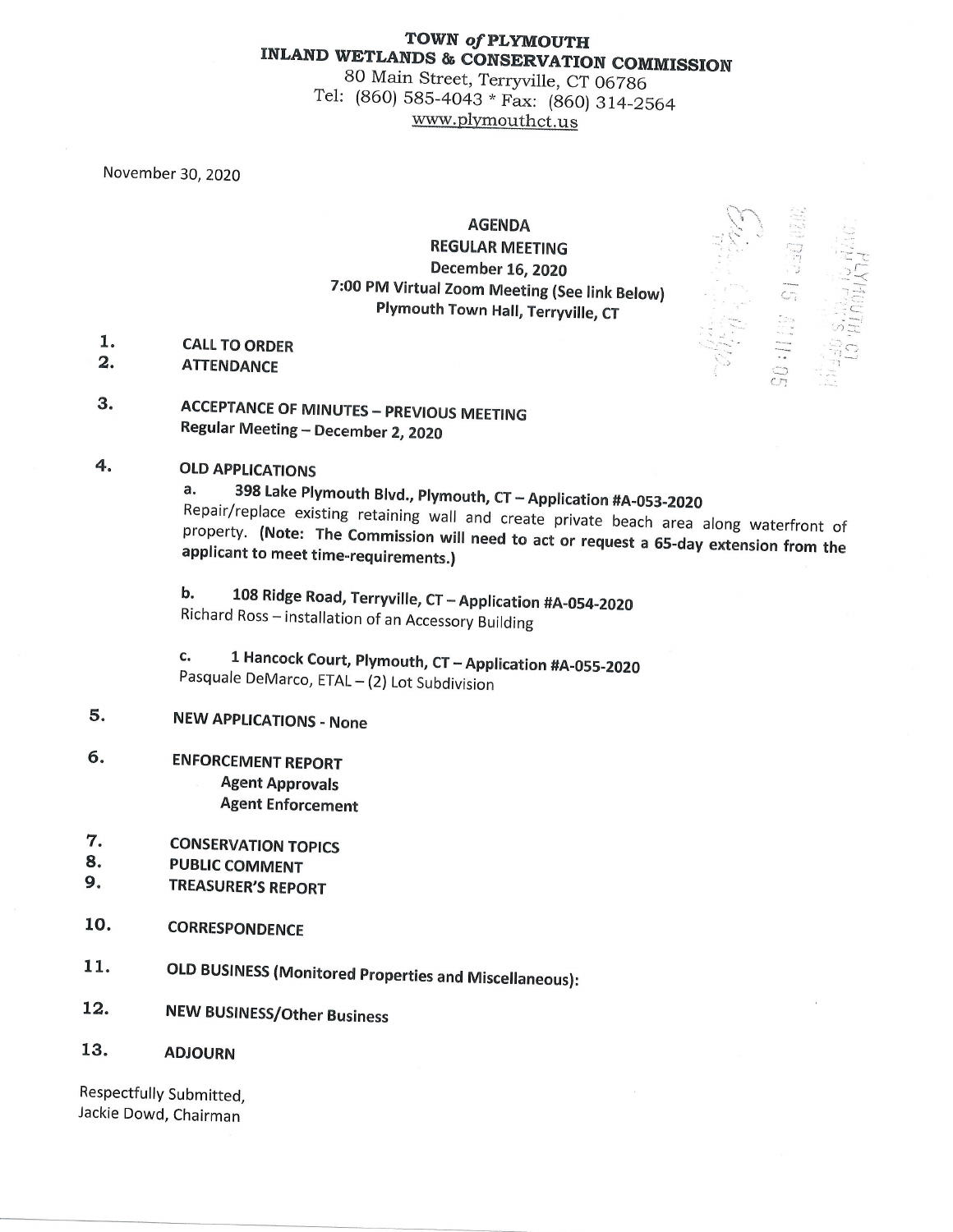# TOWN *of* PLYMOUTH
## INLAND WETLANDS & CONSERVATION COMMISSION

80 Main Street, Terryville, CT 06786
Tel: (860) 585-4043 * Fax: (860) 314-2564
www.plymouthct.us

November 30, 2020

**AGENDA**
**REGULAR MEETING**
**December 16, 2020**
**7:00 PM Virtual Zoom Meeting (See link Below)**
**Plymouth Town Hall, Terryville, CT**

1. **CALL TO ORDER**
2. **ATTENDANCE**
3. **ACCEPTANCE OF MINUTES – PREVIOUS MEETING**
   **Regular Meeting – December 2, 2020**
4. **OLD APPLICATIONS**
   a. **398 Lake Plymouth Blvd., Plymouth, CT – Application #A-053-2020**
   Repair/replace existing retaining wall and create private beach area along waterfront of property. **(Note: The Commission will need to act or request a 65-day extension from the applicant to meet time-requirements.)**

   b. **108 Ridge Road, Terryville, CT – Application #A-054-2020**
   Richard Ross – installation of an Accessory Building

   c. **1 Hancock Court, Plymouth, CT – Application #A-055-2020**
   Pasquale DeMarco, ETAL – (2) Lot Subdivision
5. **NEW APPLICATIONS - None**
6. **ENFORCEMENT REPORT**
   **Agent Approvals**
   **Agent Enforcement**
7. **CONSERVATION TOPICS**
8. **PUBLIC COMMENT**
9. **TREASURER'S REPORT**
10. **CORRESPONDENCE**
11. **OLD BUSINESS (Monitored Properties and Miscellaneous):**
12. **NEW BUSINESS/Other Business**
13. **ADJOURN**

Respectfully Submitted,
Jackie Dowd, Chairman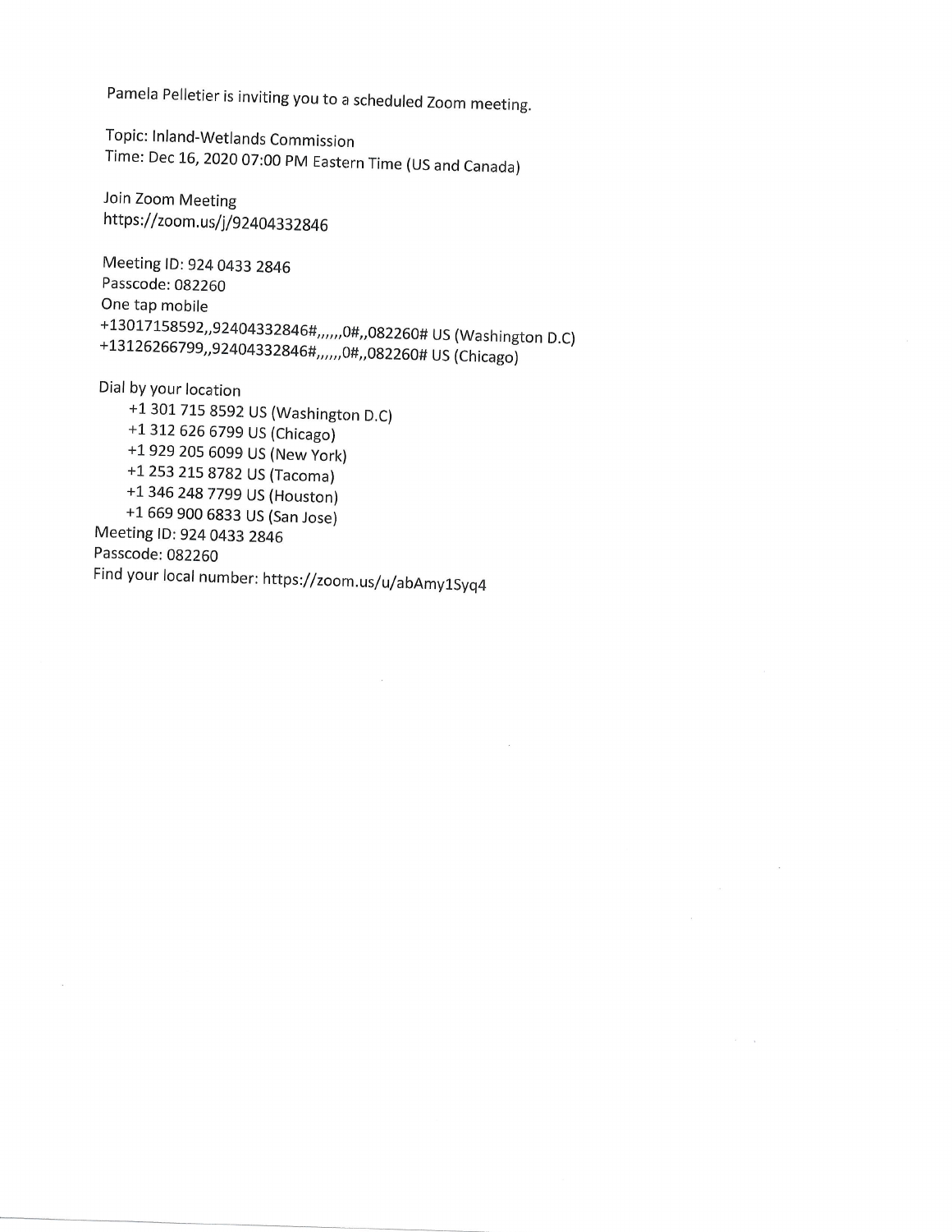Pamela Pelletier is inviting you to a scheduled Zoom meeting.

Topic: Inland-Wetlands Commission
Time: Dec 16, 2020 07:00 PM Eastern Time (US and Canada)

Join Zoom Meeting
https://zoom.us/j/92404332846

Meeting ID: 924 0433 2846
Passcode: 082260
One tap mobile
+13017158592,,92404332846#,,,,,,0#,,082260# US (Washington D.C)
+13126266799,,92404332846#,,,,,,0#,,082260# US (Chicago)

Dial by your location
+1 301 715 8592 US (Washington D.C)
+1 312 626 6799 US (Chicago)
+1 929 205 6099 US (New York)
+1 253 215 8782 US (Tacoma)
+1 346 248 7799 US (Houston)
+1 669 900 6833 US (San Jose)
Meeting ID: 924 0433 2846
Passcode: 082260
Find your local number: https://zoom.us/u/abAmy1Syq4